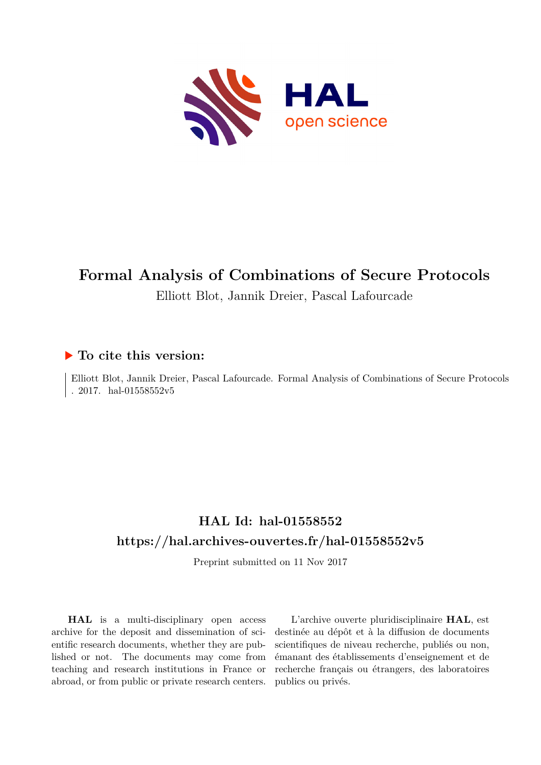# Formal Analysis of Combinations of Secure Protocols

Elliott Blot, Jannik Dreier, Pascal Lafourcade

## ▶ To cite this version:

Elliott Blot, Jannik Dreier, Pascal Lafourcade. Formal Analysis of Combinations of Secure Protocols . 2017. hal-01558552v5

## HAL Id: hal-01558552

## https://hal.archives-ouvertes.fr/hal-01558552v5

Preprint submitted on 11 Nov 2017

**HAL** is a multi-disciplinary open access archive for the deposit and dissemination of scientific research documents, whether they are published or not. The documents may come from teaching and research institutions in France or abroad, or from public or private research centers.

L'archive ouverte pluridisciplinaire **HAL**, est destinée au dépôt et à la diffusion de documents scientifiques de niveau recherche, publiés ou non, émanant des établissements d'enseignement et de recherche français ou étrangers, des laboratoires publics ou privés.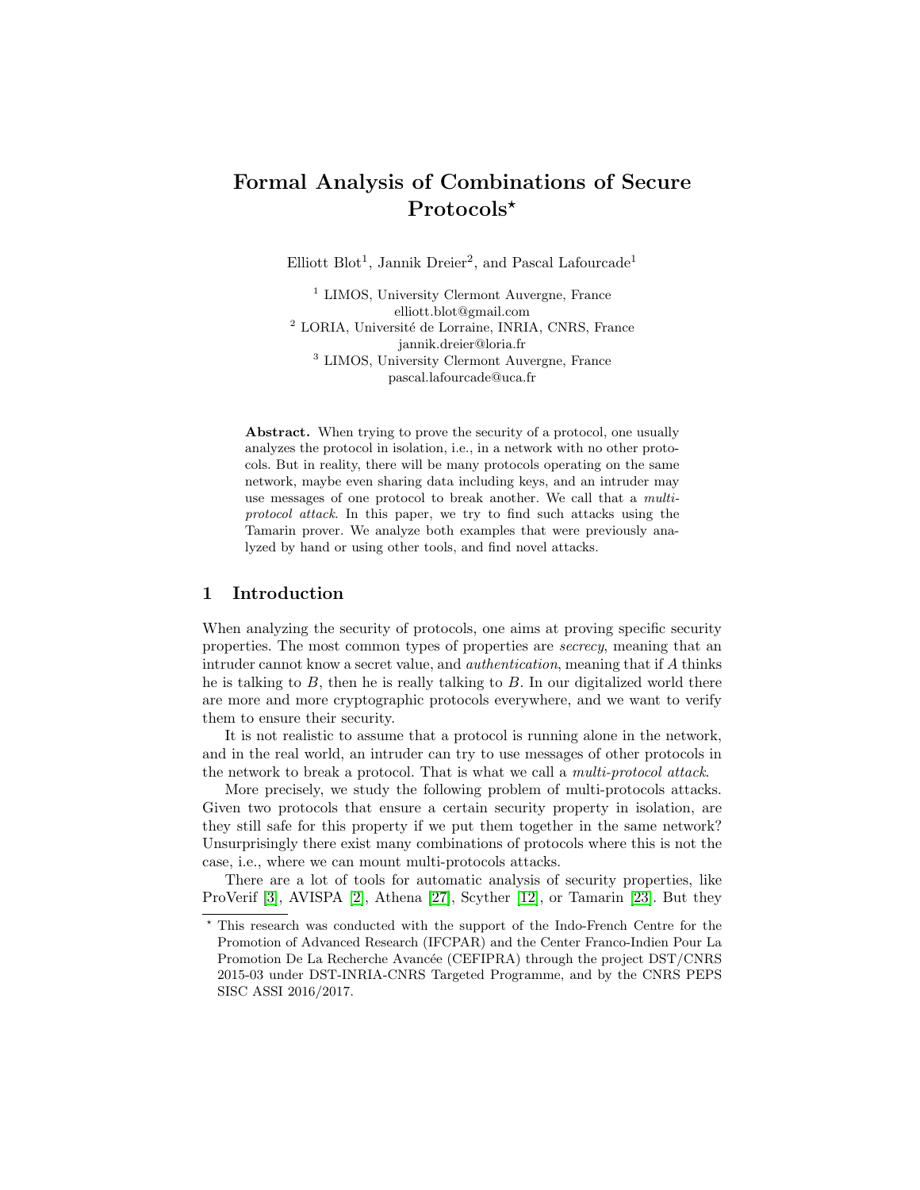# Formal Analysis of Combinations of Secure Protocols*

Elliott Blot[1], Jannik Dreier[2], and Pascal Lafourcade[1]

[1] LIMOS, University Clermont Auvergne, France
elliott.blot@gmail.com
[2] LORIA, Université de Lorraine, INRIA, CNRS, France
jannik.dreier@loria.fr
[3] LIMOS, University Clermont Auvergne, France
pascal.lafourcade@uca.fr

**Abstract.** When trying to prove the security of a protocol, one usually analyzes the protocol in isolation, i.e., in a network with no other protocols. But in reality, there will be many protocols operating on the same network, maybe even sharing data including keys, and an intruder may use messages of one protocol to break another. We call that a *multi-protocol attack*. In this paper, we try to find such attacks using the Tamarin prover. We analyze both examples that were previously analyzed by hand or using other tools, and find novel attacks.

## 1 Introduction

When analyzing the security of protocols, one aims at proving specific security properties. The most common types of properties are *secrecy*, meaning that an intruder cannot know a secret value, and *authentication*, meaning that if $A$ thinks he is talking to $B$, then he is really talking to $B$. In our digitalized world there are more and more cryptographic protocols everywhere, and we want to verify them to ensure their security.

It is not realistic to assume that a protocol is running alone in the network, and in the real world, an intruder can try to use messages of other protocols in the network to break a protocol. That is what we call a *multi-protocol attack*.

More precisely, we study the following problem of multi-protocols attacks. Given two protocols that ensure a certain security property in isolation, are they still safe for this property if we put them together in the same network? Unsurprisingly there exist many combinations of protocols where this is not the case, i.e., where we can mount multi-protocols attacks.

There are a lot of tools for automatic analysis of security properties, like ProVerif [3], AVISPA [2], Athena [27], Scyther [12], or Tamarin [23]. But they

* This research was conducted with the support of the Indo-French Centre for the Promotion of Advanced Research (IFCPAR) and the Center Franco-Indien Pour La Promotion De La Recherche Avancée (CEFIPRA) through the project DST/CNRS 2015-03 under DST-INRIA-CNRS Targeted Programme, and by the CNRS PEPS SISC ASSI 2016/2017.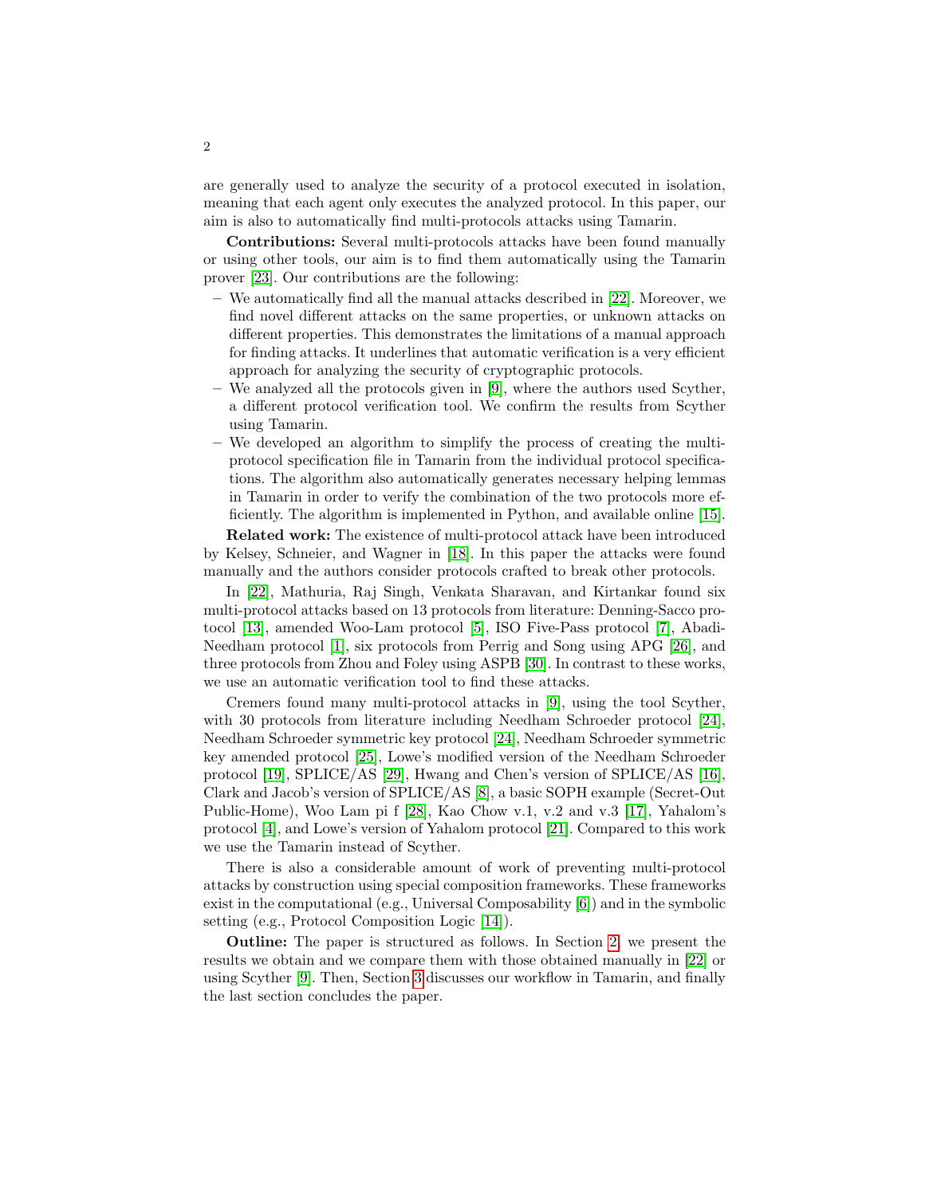are generally used to analyze the security of a protocol executed in isolation, meaning that each agent only executes the analyzed protocol. In this paper, our aim is also to automatically find multi-protocols attacks using Tamarin.

**Contributions:** Several multi-protocols attacks have been found manually or using other tools, our aim is to find them automatically using the Tamarin prover [23]. Our contributions are the following:

- We automatically find all the manual attacks described in [22]. Moreover, we find novel different attacks on the same properties, or unknown attacks on different properties. This demonstrates the limitations of a manual approach for finding attacks. It underlines that automatic verification is a very efficient approach for analyzing the security of cryptographic protocols.
- We analyzed all the protocols given in [9], where the authors used Scyther, a different protocol verification tool. We confirm the results from Scyther using Tamarin.
- We developed an algorithm to simplify the process of creating the multi-protocol specification file in Tamarin from the individual protocol specifications. The algorithm also automatically generates necessary helping lemmas in Tamarin in order to verify the combination of the two protocols more efficiently. The algorithm is implemented in Python, and available online [15].

**Related work:** The existence of multi-protocol attack have been introduced by Kelsey, Schneier, and Wagner in [18]. In this paper the attacks were found manually and the authors consider protocols crafted to break other protocols.

In [22], Mathuria, Raj Singh, Venkata Sharavan, and Kirtankar found six multi-protocol attacks based on 13 protocols from literature: Denning-Sacco protocol [13], amended Woo-Lam protocol [5], ISO Five-Pass protocol [7], Abadi-Needham protocol [1], six protocols from Perrig and Song using APG [26], and three protocols from Zhou and Foley using ASPB [30]. In contrast to these works, we use an automatic verification tool to find these attacks.

Cremers found many multi-protocol attacks in [9], using the tool Scyther, with 30 protocols from literature including Needham Schroeder protocol [24], Needham Schroeder symmetric key protocol [24], Needham Schroeder symmetric key amended protocol [25], Lowe's modified version of the Needham Schroeder protocol [19], SPLICE/AS [29], Hwang and Chen's version of SPLICE/AS [16], Clark and Jacob's version of SPLICE/AS [8], a basic SOPH example (Secret-Out Public-Home), Woo Lam pi f [28], Kao Chow v.1, v.2 and v.3 [17], Yahalom's protocol [4], and Lowe's version of Yahalom protocol [21]. Compared to this work we use the Tamarin instead of Scyther.

There is also a considerable amount of work of preventing multi-protocol attacks by construction using special composition frameworks. These frameworks exist in the computational (e.g., Universal Composability [6]) and in the symbolic setting (e.g., Protocol Composition Logic [14]).

**Outline:** The paper is structured as follows. In Section 2, we present the results we obtain and we compare them with those obtained manually in [22] or using Scyther [9]. Then, Section 3 discusses our workflow in Tamarin, and finally the last section concludes the paper.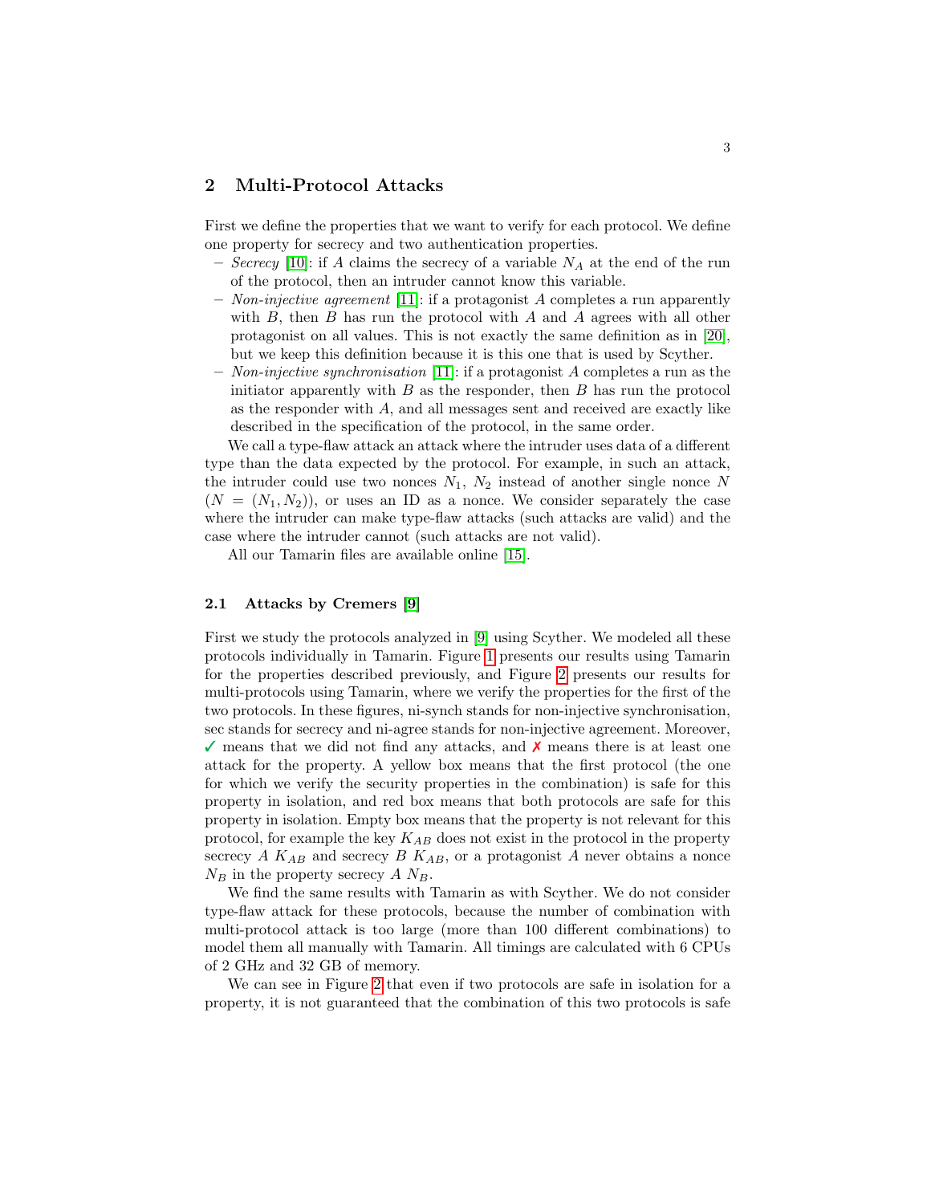## 2 Multi-Protocol Attacks

First we define the properties that we want to verify for each protocol. We define one property for secrecy and two authentication properties.

- *Secrecy* [10]: if $A$ claims the secrecy of a variable $N_A$ at the end of the run of the protocol, then an intruder cannot know this variable.
- *Non-injective agreement* [11]: if a protagonist $A$ completes a run apparently with $B$, then $B$ has run the protocol with $A$ and $A$ agrees with all other protagonist on all values. This is not exactly the same definition as in [20], but we keep this definition because it is this one that is used by Scyther.
- *Non-injective synchronisation* [11]: if a protagonist $A$ completes a run as the initiator apparently with $B$ as the responder, then $B$ has run the protocol as the responder with $A$, and all messages sent and received are exactly like described in the specification of the protocol, in the same order.

We call a type-flaw attack an attack where the intruder uses data of a different type than the data expected by the protocol. For example, in such an attack, the intruder could use two nonces $N_1$, $N_2$ instead of another single nonce $N$ ($N = (N_1, N_2)$), or uses an ID as a nonce. We consider separately the case where the intruder can make type-flaw attacks (such attacks are valid) and the case where the intruder cannot (such attacks are not valid).

All our Tamarin files are available online [15].

### 2.1 Attacks by Cremers [9]

First we study the protocols analyzed in [9] using Scyther. We modeled all these protocols individually in Tamarin. Figure 1 presents our results using Tamarin for the properties described previously, and Figure 2 presents our results for multi-protocols using Tamarin, where we verify the properties for the first of the two protocols. In these figures, ni-synch stands for non-injective synchronisation, sec stands for secrecy and ni-agree stands for non-injective agreement. Moreover, ✓ means that we did not find any attacks, and ✗ means there is at least one attack for the property. A yellow box means that the first protocol (the one for which we verify the security properties in the combination) is safe for this property in isolation, and red box means that both protocols are safe for this property in isolation. Empty box means that the property is not relevant for this protocol, for example the key $K_{AB}$ does not exist in the protocol in the property secrecy $A$ $K_{AB}$ and secrecy $B$ $K_{AB}$, or a protagonist $A$ never obtains a nonce $N_B$ in the property secrecy $A$ $N_B$.

We find the same results with Tamarin as with Scyther. We do not consider type-flaw attack for these protocols, because the number of combination with multi-protocol attack is too large (more than 100 different combinations) to model them all manually with Tamarin. All timings are calculated with 6 CPUs of 2 GHz and 32 GB of memory.

We can see in Figure 2 that even if two protocols are safe in isolation for a property, it is not guaranteed that the combination of this two protocols is safe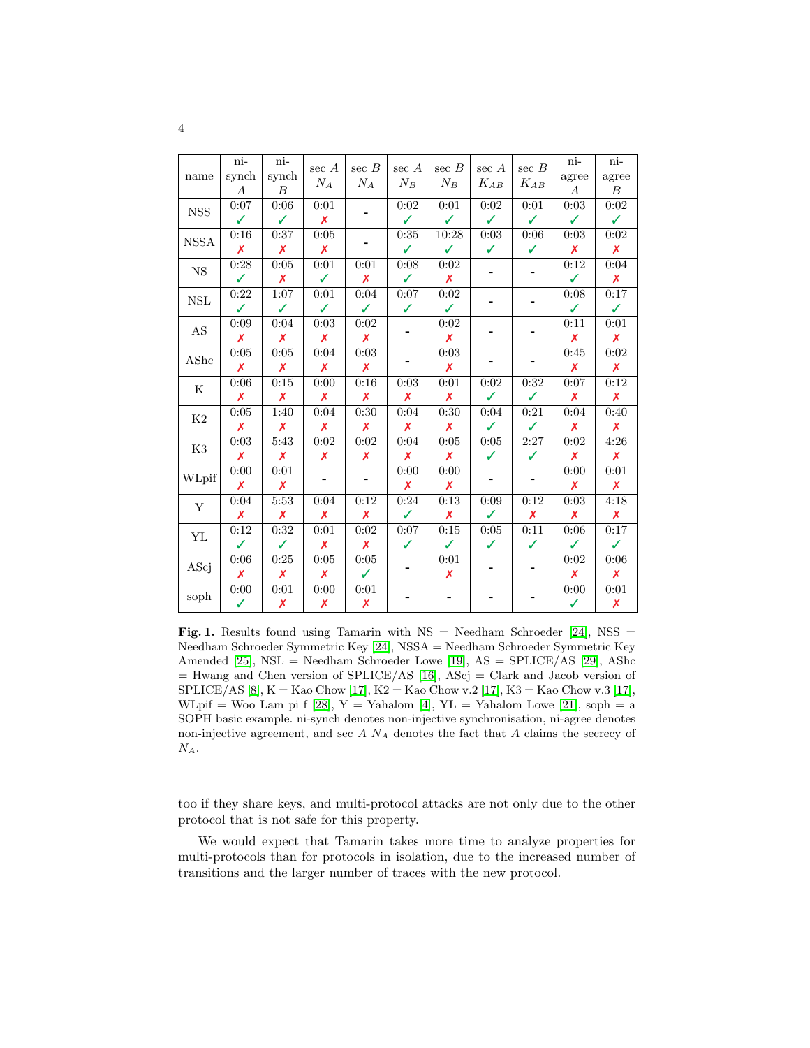| name | ni-synch $A$ | ni-synch $B$ | sec $A$ $N_A$ | sec $B$ $N_A$ | sec $A$ $N_B$ | sec $B$ $N_B$ | sec $A$ $K_{AB}$ | sec $B$ $K_{AB}$ | ni-agree $A$ | ni-agree $B$ |
|---|---|---|---|---|---|---|---|---|---|---|
| NSS | 0:07 ✓ | 0:06 ✓ | 0:01 ✗ | - | 0:02 ✓ | 0:01 ✓ | 0:02 ✓ | 0:01 ✓ | 0:03 ✓ | 0:02 ✓ |
| NSSA | 0:16 ✗ | 0:37 ✗ | 0:05 ✗ | - | 0:35 ✓ | 10:28 ✓ | 0:03 ✓ | 0:06 ✓ | 0:03 ✗ | 0:02 ✗ |
| NS | 0:28 ✓ | 0:05 ✗ | 0:01 ✓ | 0:01 ✗ | 0:08 ✓ | 0:02 ✗ | - | - | 0:12 ✓ | 0:04 ✗ |
| NSL | 0:22 ✓ | 1:07 ✓ | 0:01 ✓ | 0:04 ✓ | 0:07 ✓ | 0:02 ✓ | - | - | 0:08 ✓ | 0:17 ✓ |
| AS | 0:09 ✗ | 0:04 ✗ | 0:03 ✗ | 0:02 ✗ | - | 0:02 ✗ | - | - | 0:11 ✗ | 0:01 ✗ |
| AShc | 0:05 ✗ | 0:05 ✗ | 0:04 ✗ | 0:03 ✗ | - | 0:03 ✗ | - | - | 0:45 ✗ | 0:02 ✗ |
| K | 0:06 ✗ | 0:15 ✗ | 0:00 ✗ | 0:16 ✗ | 0:03 ✗ | 0:01 ✗ | 0:02 ✓ | 0:32 ✓ | 0:07 ✗ | 0:12 ✗ |
| K2 | 0:05 ✗ | 1:40 ✗ | 0:04 ✗ | 0:30 ✗ | 0:04 ✗ | 0:30 ✗ | 0:04 ✓ | 0:21 ✓ | 0:04 ✗ | 0:40 ✗ |
| K3 | 0:03 ✗ | 5:43 ✗ | 0:02 ✗ | 0:02 ✗ | 0:04 ✗ | 0:05 ✗ | 0:05 ✓ | 2:27 ✓ | 0:02 ✗ | 4:26 ✗ |
| WLpif | 0:00 ✗ | 0:01 ✗ | - | - | 0:00 ✗ | 0:00 ✗ | - | - | 0:00 ✗ | 0:01 ✗ |
| Y | 0:04 ✗ | 5:53 ✗ | 0:04 ✗ | 0:12 ✗ | 0:24 ✓ | 0:13 ✗ | 0:09 ✓ | 0:12 ✗ | 0:03 ✗ | 4:18 ✗ |
| YL | 0:12 ✓ | 0:32 ✓ | 0:01 ✗ | 0:02 ✗ | 0:07 ✓ | 0:15 ✓ | 0:05 ✓ | 0:11 ✓ | 0:06 ✓ | 0:17 ✓ |
| AScj | 0:06 ✗ | 0:25 ✗ | 0:05 ✗ | 0:05 ✓ | - | 0:01 ✗ | - | - | 0:02 ✗ | 0:06 ✗ |
| soph | 0:00 ✓ | 0:01 ✗ | 0:00 ✗ | 0:01 ✗ | - | - | - | - | 0:00 ✓ | 0:01 ✗ |

**Fig. 1.** Results found using Tamarin with NS = Needham Schroeder [24], NSS = Needham Schroeder Symmetric Key [24], NSSA = Needham Schroeder Symmetric Key Amended [25], NSL = Needham Schroeder Lowe [19], AS = SPLICE/AS [29], AShc = Hwang and Chen version of SPLICE/AS [16], AScj = Clark and Jacob version of SPLICE/AS [8], K = Kao Chow [17], K2 = Kao Chow v.2 [17], K3 = Kao Chow v.3 [17], WLpif = Woo Lam pi f [28], Y = Yahalom [4], YL = Yahalom Lowe [21], soph = a SOPH basic example. ni-synch denotes non-injective synchronisation, ni-agree denotes non-injective agreement, and sec $A$ $N_A$ denotes the fact that $A$ claims the secrecy of $N_A$.

too if they share keys, and multi-protocol attacks are not only due to the other protocol that is not safe for this property.

We would expect that Tamarin takes more time to analyze properties for multi-protocols than for protocols in isolation, due to the increased number of transitions and the larger number of traces with the new protocol.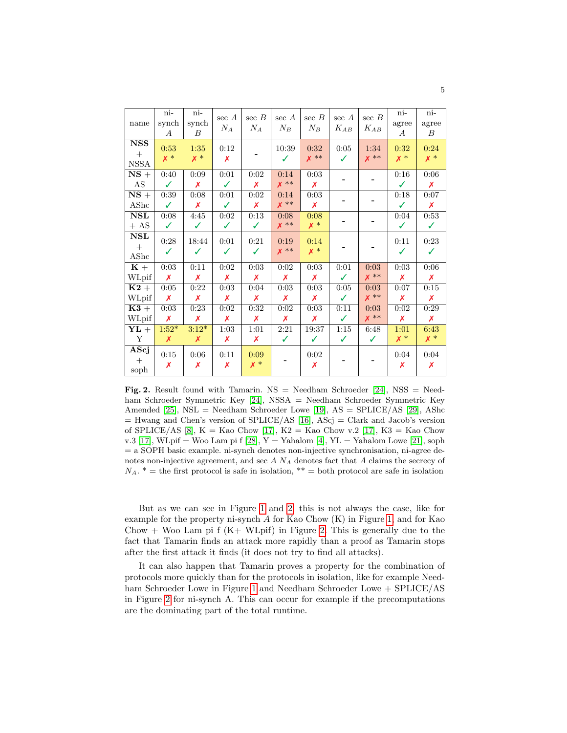| name | ni-synch $A$ | ni-synch $B$ | sec $A$ $N_A$ | sec $B$ $N_A$ | sec $A$ $N_B$ | sec $B$ $N_B$ | sec $A$ $K_{AB}$ | sec $B$ $K_{AB}$ | ni-agree $A$ | ni-agree $B$ |
|---|---|---|---|---|---|---|---|---|---|---|
| **NSS** + NSSA | 0:53 ✗ * | 1:35 ✗ * | 0:12 ✗ | - | 10:39 ✓ | 0:32 ✗ ** | 0:05 ✓ | 1:34 ✗ ** | 0:32 ✗ * | 0:24 ✗ * |
| **NS** + AS | 0:40 ✓ | 0:09 ✗ | 0:01 ✓ | 0:02 ✗ | 0:14 ✗ ** | 0:03 ✗ | - | - | 0:16 ✓ | 0:06 ✗ |
| **NS** + AShc | 0:39 ✓ | 0:08 ✗ | 0:01 ✓ | 0:02 ✗ | 0:14 ✗ ** | 0:03 ✗ | - | - | 0:18 ✓ | 0:07 ✗ |
| **NSL** + AS | 0:08 ✓ | 4:45 ✓ | 0:02 ✓ | 0:13 ✓ | 0:08 ✗ ** | 0:08 ✗ * | - | - | 0:04 ✓ | 0:53 ✓ |
| **NSL** + AShc | 0:28 ✓ | 18:44 ✓ | 0:01 ✓ | 0:21 ✓ | 0:19 ✗ ** | 0:14 ✗ * | - | - | 0:11 ✓ | 0:23 ✓ |
| **K** + WLpif | 0:03 ✗ | 0:11 ✗ | 0:02 ✗ | 0:03 ✗ | 0:02 ✗ | 0:03 ✗ | 0:01 ✓ | 0:03 ✗ ** | 0:03 ✗ | 0:06 ✗ |
| **K2** + WLpif | 0:05 ✗ | 0:22 ✗ | 0:03 ✗ | 0:04 ✗ | 0:03 ✗ | 0:03 ✗ | 0:05 ✓ | 0:03 ✗ ** | 0:07 ✗ | 0:15 ✗ |
| **K3** + WLpif | 0:03 ✗ | 0:23 ✗ | 0:02 ✗ | 0:32 ✗ | 0:02 ✗ | 0:03 ✗ | 0:11 ✓ | 0:03 ✗ ** | 0:02 ✗ | 0:29 ✗ |
| **YL** + Y | 1:52* ✗ | 3:12* ✗ | 1:03 ✗ | 1:01 ✗ | 2:21 ✓ | 19:37 ✓ | 1:15 ✓ | 6:48 ✓ | 1:01 ✗ * | 6:43 ✗ * |
| **AScj** + soph | 0:15 ✗ | 0:06 ✗ | 0:11 ✗ | 0:09 ✗ * | - | 0:02 ✗ | - | - | 0:04 ✗ | 0:04 ✗ |

**Fig. 2.** Result found with Tamarin. NS = Needham Schroeder [24], NSS = Needham Schroeder Symmetric Key [24], NSSA = Needham Schroeder Symmetric Key Amended [25], NSL = Needham Schroeder Lowe [19], AS = SPLICE/AS [29], AShc = Hwang and Chen's version of SPLICE/AS [16], AScj = Clark and Jacob's version of SPLICE/AS [8], K = Kao Chow [17], K2 = Kao Chow v.2 [17], K3 = Kao Chow v.3 [17], WLpif = Woo Lam pi f [28], Y = Yahalom [4], YL = Yahalom Lowe [21], soph = a SOPH basic example. ni-synch denotes non-injective synchronisation, ni-agree denotes non-injective agreement, and sec $A$ $N_A$ denotes fact that $A$ claims the secrecy of $N_A$. * = the first protocol is safe in isolation, ** = both protocol are safe in isolation

But as we can see in Figure 1 and 2, this is not always the case, like for example for the property ni-synch $A$ for Kao Chow (K) in Figure 1, and for Kao Chow + Woo Lam pi f (K+ WLpif) in Figure 2. This is generally due to the fact that Tamarin finds an attack more rapidly than a proof as Tamarin stops after the first attack it finds (it does not try to find all attacks).

It can also happen that Tamarin proves a property for the combination of protocols more quickly than for the protocols in isolation, like for example Needham Schroeder Lowe in Figure 1 and Needham Schroeder Lowe + SPLICE/AS in Figure 2 for ni-synch A. This can occur for example if the precomputations are the dominating part of the total runtime.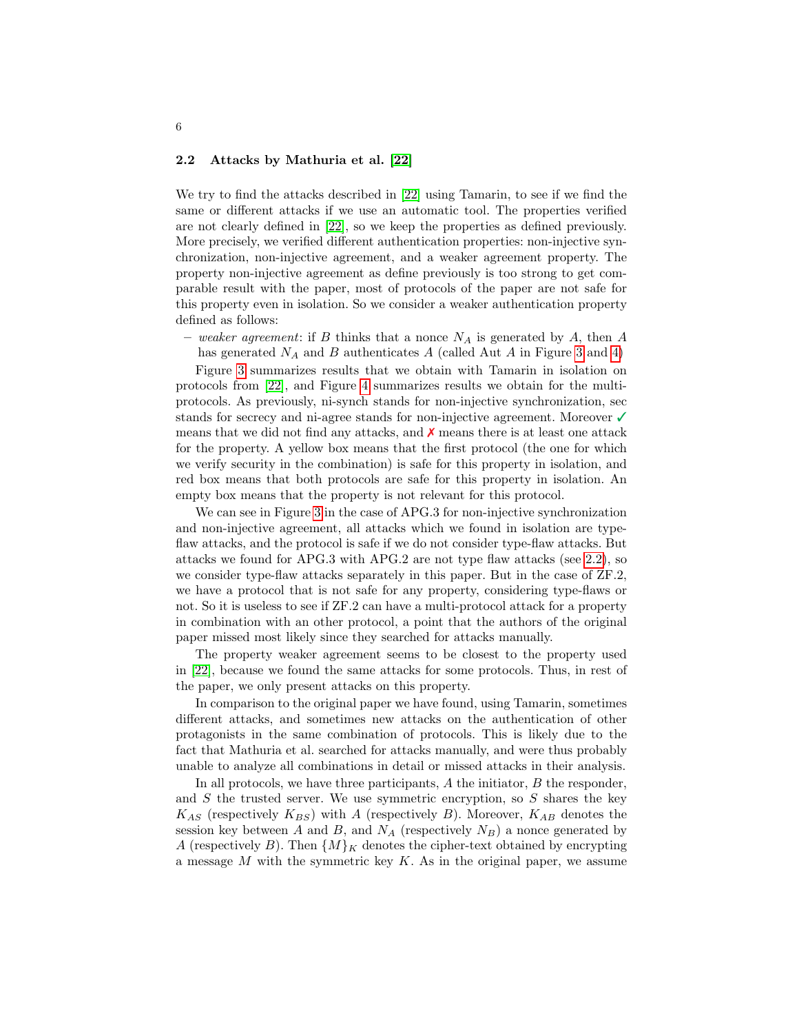### 2.2 Attacks by Mathuria et al. [22]

We try to find the attacks described in [22] using Tamarin, to see if we find the same or different attacks if we use an automatic tool. The properties verified are not clearly defined in [22], so we keep the properties as defined previously. More precisely, we verified different authentication properties: non-injective synchronization, non-injective agreement, and a weaker agreement property. The property non-injective agreement as define previously is too strong to get comparable result with the paper, most of protocols of the paper are not safe for this property even in isolation. So we consider a weaker authentication property defined as follows:

- *weaker agreement*: if $B$ thinks that a nonce $N_A$ is generated by $A$, then $A$ has generated $N_A$ and $B$ authenticates $A$ (called Aut $A$ in Figure 3 and 4)

Figure 3 summarizes results that we obtain with Tamarin in isolation on protocols from [22], and Figure 4 summarizes results we obtain for the multi-protocols. As previously, ni-synch stands for non-injective synchronization, sec stands for secrecy and ni-agree stands for non-injective agreement. Moreover ✓ means that we did not find any attacks, and ✗ means there is at least one attack for the property. A yellow box means that the first protocol (the one for which we verify security in the combination) is safe for this property in isolation, and red box means that both protocols are safe for this property in isolation. An empty box means that the property is not relevant for this protocol.

We can see in Figure 3 in the case of APG.3 for non-injective synchronization and non-injective agreement, all attacks which we found in isolation are type-flaw attacks, and the protocol is safe if we do not consider type-flaw attacks. But attacks we found for APG.3 with APG.2 are not type flaw attacks (see 2.2), so we consider type-flaw attacks separately in this paper. But in the case of ZF.2, we have a protocol that is not safe for any property, considering type-flaws or not. So it is useless to see if ZF.2 can have a multi-protocol attack for a property in combination with an other protocol, a point that the authors of the original paper missed most likely since they searched for attacks manually.

The property weaker agreement seems to be closest to the property used in [22], because we found the same attacks for some protocols. Thus, in rest of the paper, we only present attacks on this property.

In comparison to the original paper we have found, using Tamarin, sometimes different attacks, and sometimes new attacks on the authentication of other protagonists in the same combination of protocols. This is likely due to the fact that Mathuria et al. searched for attacks manually, and were thus probably unable to analyze all combinations in detail or missed attacks in their analysis.

In all protocols, we have three participants, $A$ the initiator, $B$ the responder, and $S$ the trusted server. We use symmetric encryption, so $S$ shares the key $K_{AS}$ (respectively $K_{BS}$) with $A$ (respectively $B$). Moreover, $K_{AB}$ denotes the session key between $A$ and $B$, and $N_A$ (respectively $N_B$) a nonce generated by $A$ (respectively $B$). Then $\{M\}_K$ denotes the cipher-text obtained by encrypting a message $M$ with the symmetric key $K$. As in the original paper, we assume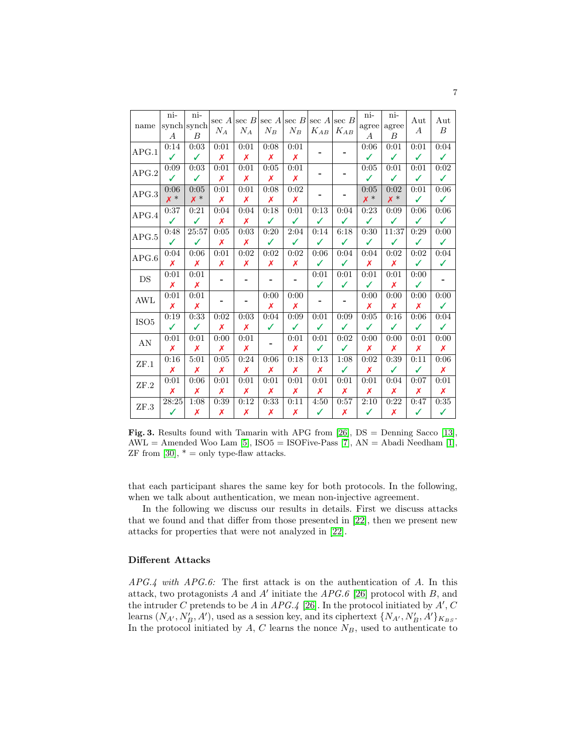| name | ni-synch $A$ | ni-synch $B$ | sec $A$ $N_A$ | sec $B$ $N_A$ | sec $A$ $N_B$ | sec $B$ $N_B$ | sec $A$ $K_{AB}$ | sec $B$ $K_{AB}$ | ni-agree $A$ | ni-agree $B$ | Aut $A$ | Aut $B$ |
|---|---|---|---|---|---|---|---|---|---|---|---|---|
| APG.1 | 0:14 ✓ | 0:03 ✓ | 0:01 ✗ | 0:01 ✗ | 0:08 ✗ | 0:01 ✗ | - | - | 0:06 ✓ | 0:01 ✓ | 0:01 ✓ | 0:04 ✓ |
| APG.2 | 0:09 ✓ | 0:03 ✓ | 0:01 ✗ | 0:01 ✗ | 0:05 ✗ | 0:01 ✗ | - | - | 0:05 ✓ | 0:01 ✓ | 0:01 ✓ | 0:02 ✓ |
| APG.3 | 0:06 ✗ * | 0:05 ✗ * | 0:01 ✗ | 0:01 ✗ | 0:08 ✗ | 0:02 ✗ | - | - | 0:05 ✗ * | 0:02 ✗ * | 0:01 ✓ | 0:06 ✓ |
| APG.4 | 0:37 ✓ | 0:21 ✓ | 0:04 ✗ | 0:04 ✗ | 0:18 ✓ | 0:01 ✓ | 0:13 ✓ | 0:04 ✓ | 0:23 ✓ | 0:09 ✓ | 0:06 ✓ | 0:06 ✓ |
| APG.5 | 0:48 ✓ | 25:57 ✓ | 0:05 ✗ | 0:03 ✗ | 0:20 ✓ | 2:04 ✓ | 0:14 ✓ | 6:18 ✓ | 0:30 ✓ | 11:37 ✓ | 0:29 ✓ | 0:00 ✓ |
| APG.6 | 0:04 ✗ | 0:06 ✗ | 0:01 ✗ | 0:02 ✗ | 0:02 ✗ | 0:02 ✗ | 0:06 ✓ | 0:04 ✓ | 0:04 ✗ | 0:02 ✗ | 0:02 ✓ | 0:04 ✓ |
| DS | 0:01 ✗ | 0:01 ✗ | - | - | - | - | 0:01 ✓ | 0:01 ✓ | 0:01 ✓ | 0:01 ✗ | 0:00 ✓ | - |
| AWL | 0:01 ✗ | 0:01 ✗ | - | - | 0:00 ✗ | 0:00 ✗ | - | - | 0:00 ✗ | 0:00 ✗ | 0:00 ✗ | 0:00 ✓ |
| ISO5 | 0:19 ✓ | 0:33 ✓ | 0:02 ✗ | 0:03 ✗ | 0:04 ✓ | 0:09 ✓ | 0:01 ✓ | 0:09 ✓ | 0:05 ✓ | 0:16 ✓ | 0:06 ✓ | 0:04 ✓ |
| AN | 0:01 ✗ | 0:01 ✗ | 0:00 ✗ | 0:01 ✗ | - | 0:01 ✗ | 0:01 ✓ | 0:02 ✓ | 0:00 ✗ | 0:00 ✗ | 0:01 ✗ | 0:00 ✗ |
| ZF.1 | 0:16 ✗ | 5:01 ✗ | 0:05 ✗ | 0:24 ✗ | 0:06 ✗ | 0:18 ✗ | 0:13 ✗ | 1:08 ✓ | 0:02 ✗ | 0:39 ✓ | 0:11 ✓ | 0:06 ✗ |
| ZF.2 | 0:01 ✗ | 0:06 ✗ | 0:01 ✗ | 0:01 ✗ | 0:01 ✗ | 0:01 ✗ | 0:01 ✗ | 0:01 ✗ | 0:01 ✗ | 0:04 ✗ | 0:07 ✗ | 0:01 ✗ |
| ZF.3 | 28:25 ✓ | 1:08 ✗ | 0:39 ✗ | 0:12 ✗ | 0:33 ✗ | 0:11 ✗ | 4:50 ✓ | 0:57 ✗ | 2:10 ✓ | 0:22 ✗ | 0:47 ✓ | 0:35 ✓ |

**Fig. 3.** Results found with Tamarin with APG from [26], DS = Denning Sacco [13], AWL = Amended Woo Lam [5], ISO5 = ISOFive-Pass [7], AN = Abadi Needham [1], ZF from [30], * = only type-flaw attacks.

that each participant shares the same key for both protocols. In the following, when we talk about authentication, we mean non-injective agreement.

In the following we discuss our results in details. First we discuss attacks that we found and that differ from those presented in [22], then we present new attacks for properties that were not analyzed in [22].

### Different Attacks

*APG.4 with APG.6:* The first attack is on the authentication of $A$. In this attack, two protagonists $A$ and $A'$ initiate the *APG.6* [26] protocol with $B$, and the intruder $C$ pretends to be $A$ in *APG.4* [26]. In the protocol initiated by $A'$, $C$ learns $(N_{A'}, N'_B, A')$, used as a session key, and its ciphertext $\{N_{A'}, N'_B, A'\}_{K_{BS}}$. In the protocol initiated by $A$, $C$ learns the nonce $N_B$, used to authenticate to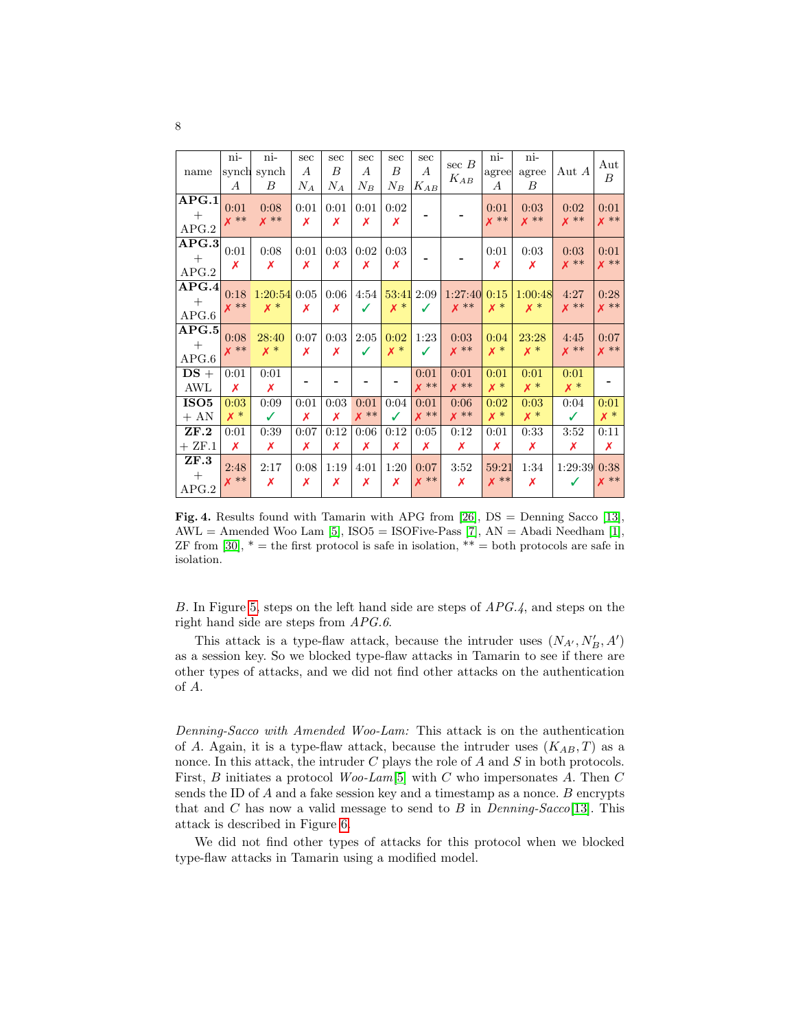| name | ni-synch $A$ | ni-synch $B$ | sec $A$ $N_A$ | sec $B$ $N_A$ | sec $A$ $N_B$ | sec $B$ $N_B$ | sec $A$ $K_{AB}$ | sec $B$ $K_{AB}$ | ni-agree $A$ | ni-agree $B$ | Aut $A$ | Aut $B$ |
|---|---|---|---|---|---|---|---|---|---|---|---|---|
| **APG.1** + APG.2 | 0:01 ✗ ** | 0:08 ✗ ** | 0:01 ✗ | 0:01 ✗ | 0:01 ✗ | 0:02 ✗ | - | - | 0:01 ✗ ** | 0:03 ✗ ** | 0:02 ✗ ** | 0:01 ✗ ** |
| **APG.3** + APG.2 | 0:01 ✗ | 0:08 ✗ | 0:01 ✗ | 0:03 ✗ | 0:02 ✗ | 0:03 ✗ | - | - | 0:01 ✗ | 0:03 ✗ | 0:03 ✗ ** | 0:01 ✗ ** |
| **APG.4** + APG.6 | 0:18 ✗ ** | 1:20:54 ✗ * | 0:05 ✗ | 0:06 ✗ | 4:54 ✓ | 53:41 ✗ * | 2:09 ✓ | 1:27:40 ✗ ** | 0:15 ✗ * | 1:00:48 ✗ * | 4:27 ✗ ** | 0:28 ✗ ** |
| **APG.5** + APG.6 | 0:08 ✗ ** | 28:40 ✗ * | 0:07 ✗ | 0:03 ✗ | 2:05 ✓ | 0:02 ✗ * | 1:23 ✓ | 0:03 ✗ ** | 0:04 ✗ * | 23:28 ✗ * | 4:45 ✗ ** | 0:07 ✗ ** |
| **DS** + AWL | 0:01 ✗ | 0:01 ✗ | - | - | - | - | 0:01 ✗ ** | 0:01 ✗ ** | 0:01 ✗ * | 0:01 ✗ * | 0:01 ✗ * | - |
| **ISO5** + AN | 0:03 ✗ * | 0:09 ✓ | 0:01 ✗ | 0:03 ✗ | 0:01 ✗ ** | 0:04 ✓ | 0:01 ✗ ** | 0:06 ✗ ** | 0:02 ✗ * | 0:03 ✗ * | 0:04 ✓ | 0:01 ✗ * |
| **ZF.2** + ZF.1 | 0:01 ✗ | 0:39 ✗ | 0:07 ✗ | 0:12 ✗ | 0:06 ✗ | 0:12 ✗ | 0:05 ✗ | 0:12 ✗ | 0:01 ✗ | 0:33 ✗ | 3:52 ✗ | 0:11 ✗ |
| **ZF.3** + APG.2 | 2:48 ✗ ** | 2:17 ✗ | 0:08 ✗ | 1:19 ✗ | 4:01 ✗ | 1:20 ✗ | 0:07 ✗ ** | 3:52 ✗ | 59:21 ✗ ** | 1:34 ✗ | 1:29:39 ✓ | 0:38 ✗ ** |

**Fig. 4.** Results found with Tamarin with APG from [26], DS = Denning Sacco [13], AWL = Amended Woo Lam [5], ISO5 = ISOFive-Pass [7], AN = Abadi Needham [1], ZF from [30], * = the first protocol is safe in isolation, ** = both protocols are safe in isolation.

$B$. In Figure 5, steps on the left hand side are steps of *APG.4*, and steps on the right hand side are steps from *APG.6*.

This attack is a type-flaw attack, because the intruder uses $(N_{A'}, N'_B, A')$ as a session key. So we blocked type-flaw attacks in Tamarin to see if there are other types of attacks, and we did not find other attacks on the authentication of $A$.

*Denning-Sacco with Amended Woo-Lam:* This attack is on the authentication of $A$. Again, it is a type-flaw attack, because the intruder uses $(K_{AB}, T)$ as a nonce. In this attack, the intruder $C$ plays the role of $A$ and $S$ in both protocols. First, $B$ initiates a protocol *Woo-Lam*[5] with $C$ who impersonates $A$. Then $C$ sends the ID of $A$ and a fake session key and a timestamp as a nonce. $B$ encrypts that and $C$ has now a valid message to send to $B$ in *Denning-Sacco*[13]. This attack is described in Figure 6.

We did not find other types of attacks for this protocol when we blocked type-flaw attacks in Tamarin using a modified model.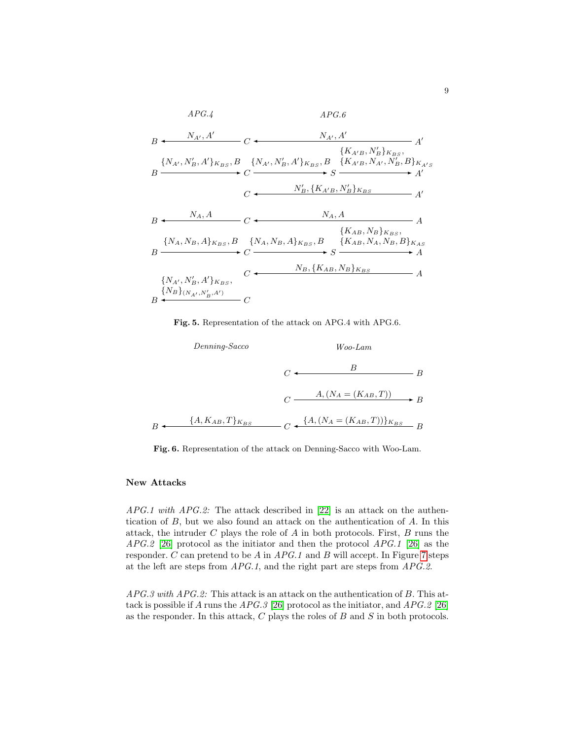APG.4

APG.6

$B \leftarrow C$: $N_{A'}, A'$

$C \leftarrow A'$: $N_{A'}, A'$

$B \rightarrow C$: $\{N_{A'}, N'_B, A'\}_{K_{BS}}, B$

$C \rightarrow S$: $\{N_{A'}, N'_B, A'\}_{K_{BS}}, B$

$S \rightarrow A'$: $\{K_{A'B}, N'_B\}_{K_{BS}}, \{K_{A'B}, N_{A'}, N'_B, B\}_{K_{A'S}}$

$C \leftarrow A'$: $N'_B, \{K_{A'B}, N'_B\}_{K_{BS}}$

$B \leftarrow C$: $N_A, A$

$C \leftarrow A$: $N_A, A$

$B \rightarrow C$: $\{N_A, N_B, A\}_{K_{BS}}, B$

$C \rightarrow S$: $\{N_A, N_B, A\}_{K_{BS}}, B$

$S \rightarrow A$: $\{K_{AB}, N_B\}_{K_{BS}}, \{K_{AB}, N_A, N_B, B\}_{K_{AS}}$

$C \leftarrow A$: $N_B, \{K_{AB}, N_B\}_{K_{BS}}$

$B \leftarrow C$: $\{N_{A'}, N'_B, A'\}_{K_{BS}}, \{N_B\}_{(N_{A'}, N'_B, A')}$

**Fig. 5.** Representation of the attack on APG.4 with APG.6.

Denning-Sacco

Woo-Lam

$C \leftarrow B$: $B$

$C \rightarrow B$: $A, (N_A = (K_{AB}, T))$

$B \leftarrow C$: $\{A, K_{AB}, T\}_{K_{BS}}$

$C \leftarrow B$: $\{A, (N_A = (K_{AB}, T))\}_{K_{BS}}$

**Fig. 6.** Representation of the attack on Denning-Sacco with Woo-Lam.

**New Attacks**

*APG.1 with APG.2:* The attack described in [22] is an attack on the authentication of $B$, but we also found an attack on the authentication of $A$. In this attack, the intruder $C$ plays the role of $A$ in both protocols. First, $B$ runs the *APG.2* [26] protocol as the initiator and then the protocol *APG.1* [26] as the responder. $C$ can pretend to be $A$ in *APG.1* and $B$ will accept. In Figure 7 steps at the left are steps from *APG.1*, and the right part are steps from *APG.2*.

*APG.3 with APG.2:* This attack is an attack on the authentication of $B$. This attack is possible if $A$ runs the *APG.3* [26] protocol as the initiator, and *APG.2* [26] as the responder. In this attack, $C$ plays the roles of $B$ and $S$ in both protocols.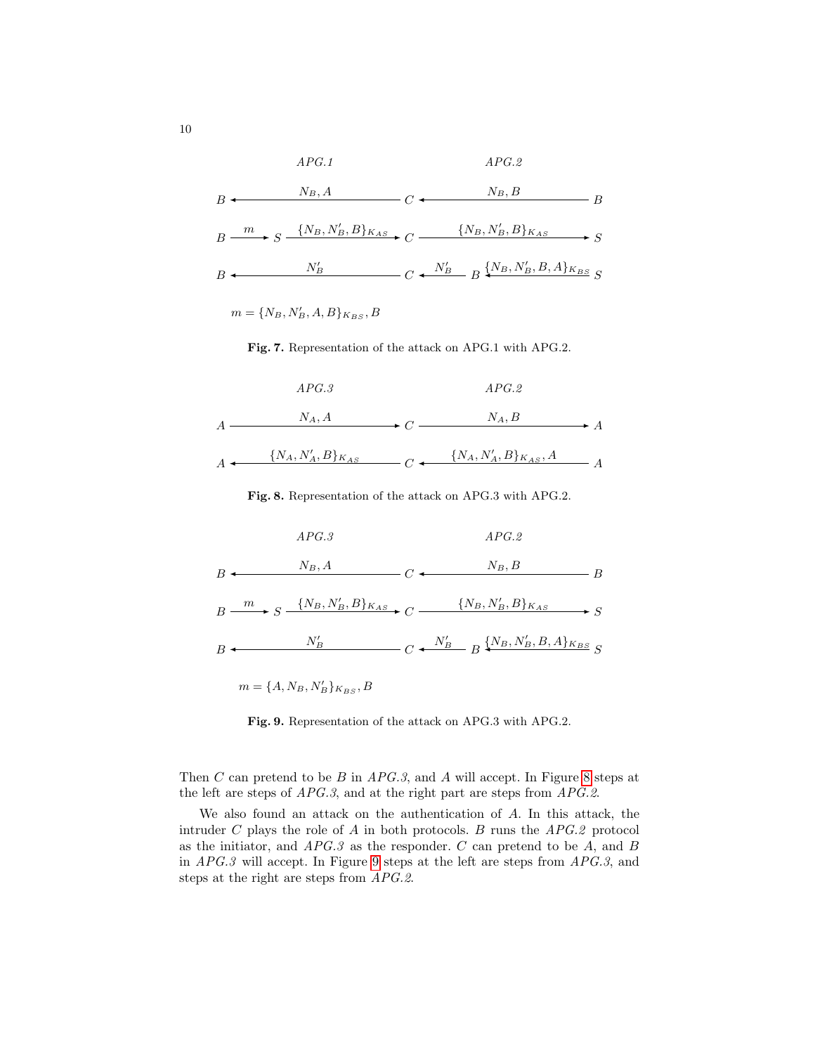APG.1 APG.2

$B \xleftarrow{N_B, A} C \xleftarrow{N_B, B} B$

$B \xrightarrow{m} S \xrightarrow{\{N_B, N'_B, B\}_{K_{AS}}} C \xrightarrow{\{N_B, N'_B, B\}_{K_{AS}}} S$

$B \xleftarrow{N'_B} C \xleftarrow{N'_B} B \xleftarrow{\{N_B, N'_B, B, A\}_{K_{BS}}} S$

$m = \{N_B, N'_B, A, B\}_{K_{BS}}, B$

**Fig. 7.** Representation of the attack on APG.1 with APG.2.

APG.3 APG.2

$A \xrightarrow{N_A, A} C \xrightarrow{N_A, B} A$

$A \xleftarrow{\{N_A, N'_A, B\}_{K_{AS}}} C \xleftarrow{\{N_A, N'_A, B\}_{K_{AS}}, A} A$

**Fig. 8.** Representation of the attack on APG.3 with APG.2.

APG.3 APG.2

$B \xleftarrow{N_B, A} C \xleftarrow{N_B, B} B$

$B \xrightarrow{m} S \xrightarrow{\{N_B, N'_B, B\}_{K_{AS}}} C \xrightarrow{\{N_B, N'_B, B\}_{K_{AS}}} S$

$B \xleftarrow{N'_B} C \xleftarrow{N'_B} B \xleftarrow{\{N_B, N'_B, B, A\}_{K_{BS}}} S$

$m = \{A, N_B, N'_B\}_{K_{BS}}, B$

**Fig. 9.** Representation of the attack on APG.3 with APG.2.

Then $C$ can pretend to be $B$ in *APG.3*, and $A$ will accept. In Figure 8 steps at the left are steps of *APG.3*, and at the right part are steps from *APG.2*.

We also found an attack on the authentication of $A$. In this attack, the intruder $C$ plays the role of $A$ in both protocols. $B$ runs the *APG.2* protocol as the initiator, and *APG.3* as the responder. $C$ can pretend to be $A$, and $B$ in *APG.3* will accept. In Figure 9 steps at the left are steps from *APG.3*, and steps at the right are steps from *APG.2*.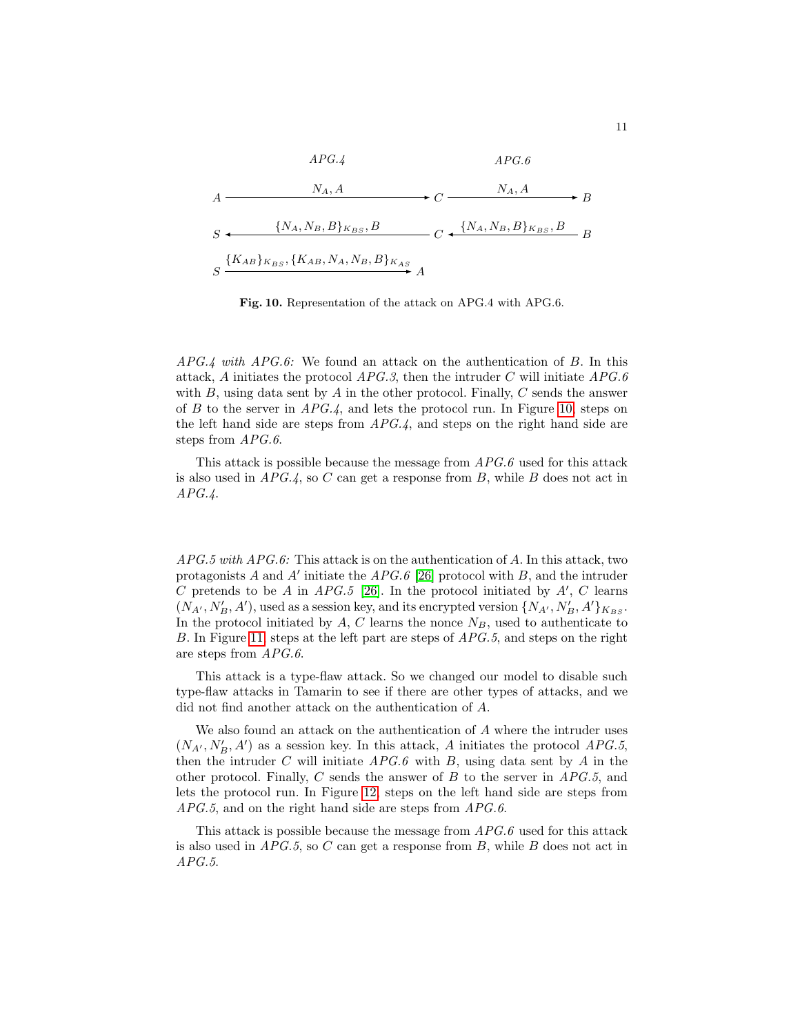APG.4 APG.6

$A \xrightarrow{N_A, A} C \xrightarrow{N_A, A} B$

$S \xleftarrow{\{N_A, N_B, B\}_{K_{BS}}, B} C \xleftarrow{\{N_A, N_B, B\}_{K_{BS}}, B} B$

$S \xrightarrow{\{K_{AB}\}_{K_{BS}}, \{K_{AB}, N_A, N_B, B\}_{K_{AS}}} A$

**Fig. 10.** Representation of the attack on APG.4 with APG.6.

*APG.4 with APG.6:* We found an attack on the authentication of $B$. In this attack, $A$ initiates the protocol *APG.3*, then the intruder $C$ will initiate *APG.6* with $B$, using data sent by $A$ in the other protocol. Finally, $C$ sends the answer of $B$ to the server in *APG.4*, and lets the protocol run. In Figure 10, steps on the left hand side are steps from *APG.4*, and steps on the right hand side are steps from *APG.6*.

This attack is possible because the message from *APG.6* used for this attack is also used in *APG.4*, so $C$ can get a response from $B$, while $B$ does not act in *APG.4*.

*APG.5 with APG.6:* This attack is on the authentication of $A$. In this attack, two protagonists $A$ and $A'$ initiate the *APG.6* [26] protocol with $B$, and the intruder $C$ pretends to be $A$ in *APG.5* [26]. In the protocol initiated by $A'$, $C$ learns $(N_{A'}, N'_B, A')$, used as a session key, and its encrypted version $\{N_{A'}, N'_B, A'\}_{K_{BS}}$. In the protocol initiated by $A$, $C$ learns the nonce $N_B$, used to authenticate to $B$. In Figure 11, steps at the left part are steps of *APG.5*, and steps on the right are steps from *APG.6*.

This attack is a type-flaw attack. So we changed our model to disable such type-flaw attacks in Tamarin to see if there are other types of attacks, and we did not find another attack on the authentication of $A$.

We also found an attack on the authentication of $A$ where the intruder uses $(N_{A'}, N'_B, A')$ as a session key. In this attack, $A$ initiates the protocol *APG.5*, then the intruder $C$ will initiate *APG.6* with $B$, using data sent by $A$ in the other protocol. Finally, $C$ sends the answer of $B$ to the server in *APG.5*, and lets the protocol run. In Figure 12, steps on the left hand side are steps from *APG.5*, and on the right hand side are steps from *APG.6*.

This attack is possible because the message from *APG.6* used for this attack is also used in *APG.5*, so $C$ can get a response from $B$, while $B$ does not act in *APG.5*.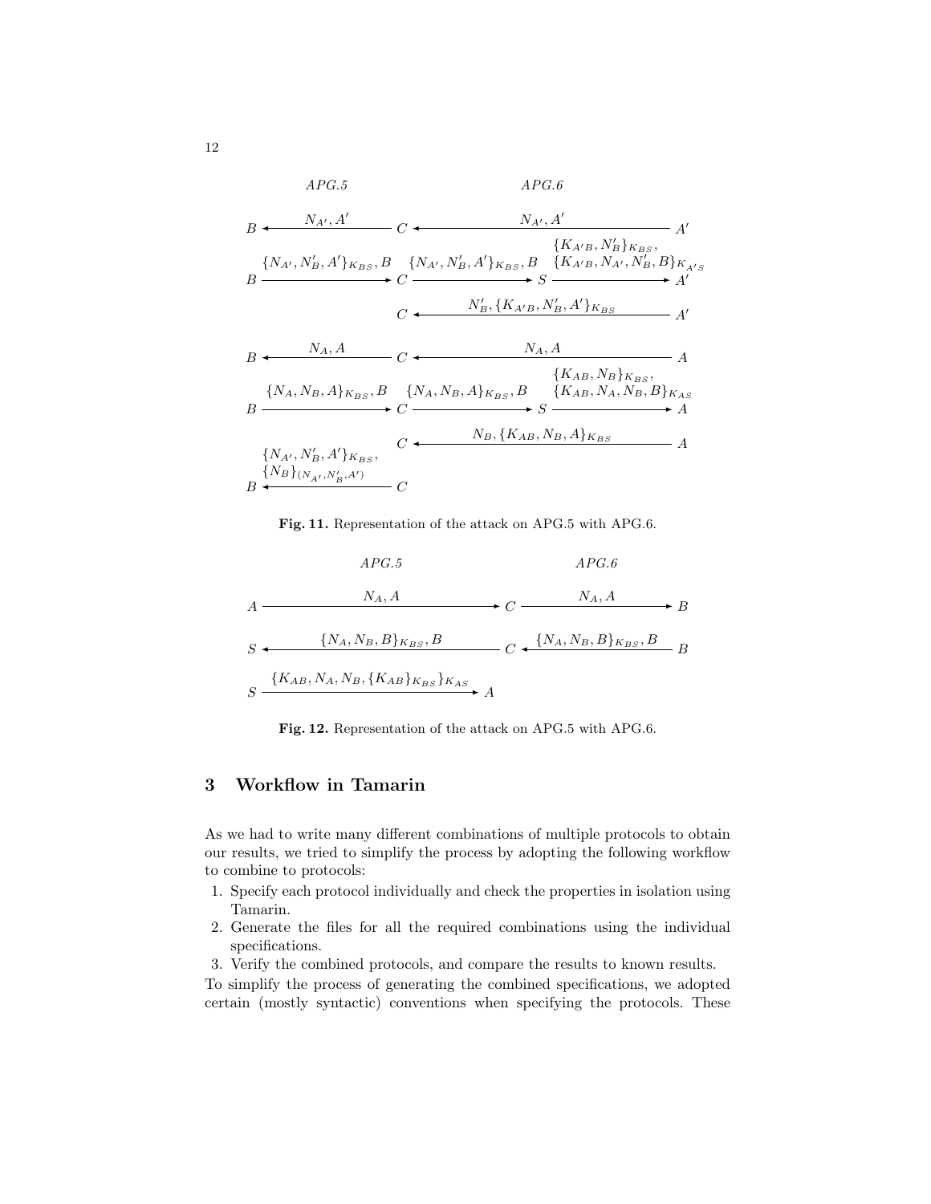APG.5 APG.6

$B \xleftarrow{N_{A'}, A'} C \xleftarrow{N_{A'}, A'} A'$

$B \xrightarrow{\{N_{A'}, N'_B, A'\}_{K_{BS}}, B} C \xrightarrow{\{N_{A'}, N'_B, A'\}_{K_{BS}}, B} S \xrightarrow{\{K_{A'B}, N'_B\}_{K_{BS}}, \{K_{A'B}, N_{A'}, N'_B, B\}_{K_{A'S}}} A'$

$C \xleftarrow{N'_B, \{K_{A'B}, N'_B, A'\}_{K_{BS}}} A'$

$B \xleftarrow{N_A, A} C \xleftarrow{N_A, A} A$

$B \xrightarrow{\{N_A, N_B, A\}_{K_{BS}}, B} C \xrightarrow{\{N_A, N_B, A\}_{K_{BS}}, B} S \xrightarrow{\{K_{AB}, N_B\}_{K_{BS}}, \{K_{AB}, N_A, N_B, B\}_{K_{AS}}} A$

$C \xleftarrow{N_B, \{K_{AB}, N_B, A\}_{K_{BS}}} A$

$B \xleftarrow{\{N_{A'}, N'_B, A'\}_{K_{BS}}, \{N_B\}_{(N_{A'}, N'_B, A')}} C$

**Fig. 11.** Representation of the attack on APG.5 with APG.6.

APG.5 APG.6

$A \xrightarrow{N_A, A} C \xrightarrow{N_A, A} B$

$S \xleftarrow{\{N_A, N_B, B\}_{K_{BS}}, B} C \xleftarrow{\{N_A, N_B, B\}_{K_{BS}}, B} B$

$S \xrightarrow{\{K_{AB}, N_A, N_B, \{K_{AB}\}_{K_{BS}}\}_{K_{AS}}} A$

**Fig. 12.** Representation of the attack on APG.5 with APG.6.

## 3 Workflow in Tamarin

As we had to write many different combinations of multiple protocols to obtain our results, we tried to simplify the process by adopting the following workflow to combine to protocols:

1. Specify each protocol individually and check the properties in isolation using Tamarin.
2. Generate the files for all the required combinations using the individual specifications.
3. Verify the combined protocols, and compare the results to known results.

To simplify the process of generating the combined specifications, we adopted certain (mostly syntactic) conventions when specifying the protocols. These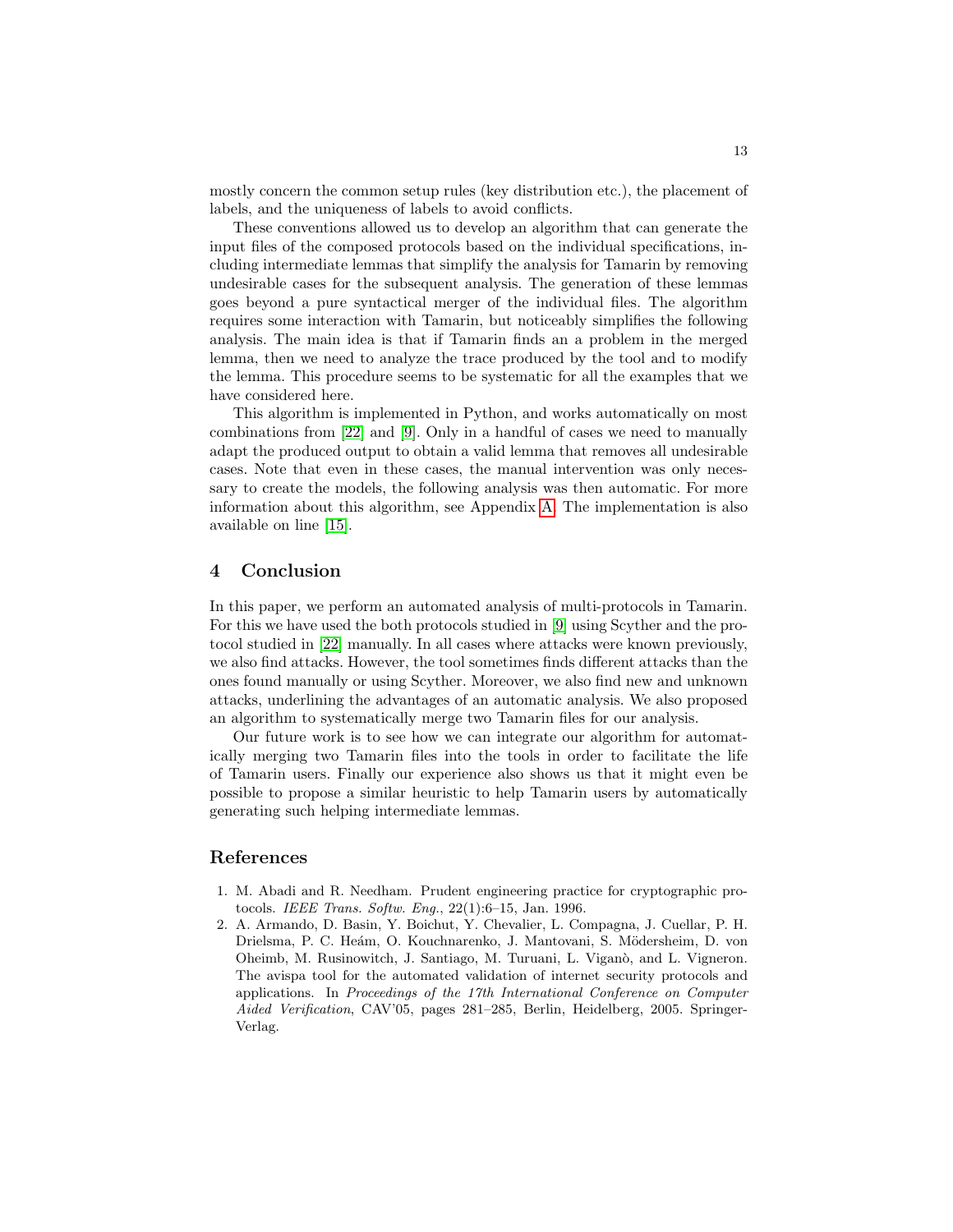mostly concern the common setup rules (key distribution etc.), the placement of labels, and the uniqueness of labels to avoid conflicts.

These conventions allowed us to develop an algorithm that can generate the input files of the composed protocols based on the individual specifications, including intermediate lemmas that simplify the analysis for Tamarin by removing undesirable cases for the subsequent analysis. The generation of these lemmas goes beyond a pure syntactical merger of the individual files. The algorithm requires some interaction with Tamarin, but noticeably simplifies the following analysis. The main idea is that if Tamarin finds an a problem in the merged lemma, then we need to analyze the trace produced by the tool and to modify the lemma. This procedure seems to be systematic for all the examples that we have considered here.

This algorithm is implemented in Python, and works automatically on most combinations from [22] and [9]. Only in a handful of cases we need to manually adapt the produced output to obtain a valid lemma that removes all undesirable cases. Note that even in these cases, the manual intervention was only necessary to create the models, the following analysis was then automatic. For more information about this algorithm, see Appendix A. The implementation is also available on line [15].

## 4 Conclusion

In this paper, we perform an automated analysis of multi-protocols in Tamarin. For this we have used the both protocols studied in [9] using Scyther and the protocol studied in [22] manually. In all cases where attacks were known previously, we also find attacks. However, the tool sometimes finds different attacks than the ones found manually or using Scyther. Moreover, we also find new and unknown attacks, underlining the advantages of an automatic analysis. We also proposed an algorithm to systematically merge two Tamarin files for our analysis.

Our future work is to see how we can integrate our algorithm for automatically merging two Tamarin files into the tools in order to facilitate the life of Tamarin users. Finally our experience also shows us that it might even be possible to propose a similar heuristic to help Tamarin users by automatically generating such helping intermediate lemmas.

## References

1. M. Abadi and R. Needham. Prudent engineering practice for cryptographic protocols. *IEEE Trans. Softw. Eng.*, 22(1):6–15, Jan. 1996.
2. A. Armando, D. Basin, Y. Boichut, Y. Chevalier, L. Compagna, J. Cuellar, P. H. Drielsma, P. C. Heám, O. Kouchnarenko, J. Mantovani, S. Mödersheim, D. von Oheimb, M. Rusinowitch, J. Santiago, M. Turuani, L. Viganò, and L. Vigneron. The avispa tool for the automated validation of internet security protocols and applications. In *Proceedings of the 17th International Conference on Computer Aided Verification*, CAV'05, pages 281–285, Berlin, Heidelberg, 2005. Springer-Verlag.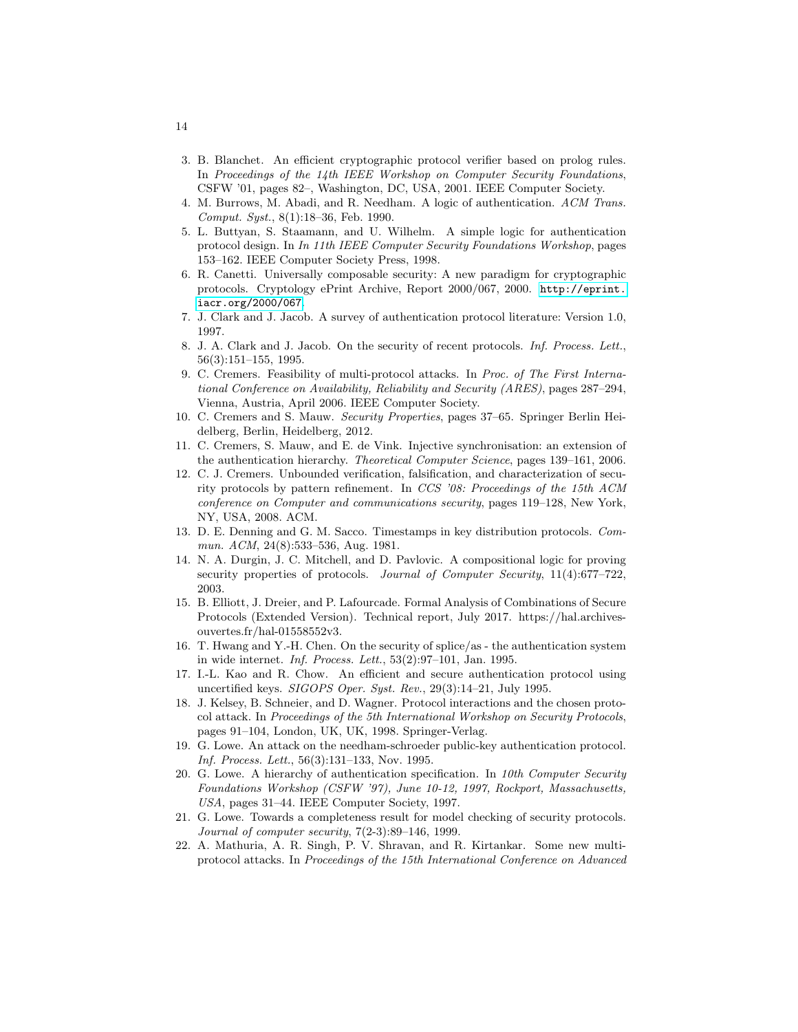3. B. Blanchet. An efficient cryptographic protocol verifier based on prolog rules. In *Proceedings of the 14th IEEE Workshop on Computer Security Foundations*, CSFW '01, pages 82–, Washington, DC, USA, 2001. IEEE Computer Society.
4. M. Burrows, M. Abadi, and R. Needham. A logic of authentication. *ACM Trans. Comput. Syst.*, 8(1):18–36, Feb. 1990.
5. L. Buttyan, S. Staamann, and U. Wilhelm. A simple logic for authentication protocol design. In *In 11th IEEE Computer Security Foundations Workshop*, pages 153–162. IEEE Computer Society Press, 1998.
6. R. Canetti. Universally composable security: A new paradigm for cryptographic protocols. Cryptology ePrint Archive, Report 2000/067, 2000. `http://eprint.iacr.org/2000/067`.
7. J. Clark and J. Jacob. A survey of authentication protocol literature: Version 1.0, 1997.
8. J. A. Clark and J. Jacob. On the security of recent protocols. *Inf. Process. Lett.*, 56(3):151–155, 1995.
9. C. Cremers. Feasibility of multi-protocol attacks. In *Proc. of The First International Conference on Availability, Reliability and Security (ARES)*, pages 287–294, Vienna, Austria, April 2006. IEEE Computer Society.
10. C. Cremers and S. Mauw. *Security Properties*, pages 37–65. Springer Berlin Heidelberg, Berlin, Heidelberg, 2012.
11. C. Cremers, S. Mauw, and E. de Vink. Injective synchronisation: an extension of the authentication hierarchy. *Theoretical Computer Science*, pages 139–161, 2006.
12. C. J. Cremers. Unbounded verification, falsification, and characterization of security protocols by pattern refinement. In *CCS '08: Proceedings of the 15th ACM conference on Computer and communications security*, pages 119–128, New York, NY, USA, 2008. ACM.
13. D. E. Denning and G. M. Sacco. Timestamps in key distribution protocols. *Commun. ACM*, 24(8):533–536, Aug. 1981.
14. N. A. Durgin, J. C. Mitchell, and D. Pavlovic. A compositional logic for proving security properties of protocols. *Journal of Computer Security*, 11(4):677–722, 2003.
15. B. Elliott, J. Dreier, and P. Lafourcade. Formal Analysis of Combinations of Secure Protocols (Extended Version). Technical report, July 2017. https://hal.archives-ouvertes.fr/hal-01558552v3.
16. T. Hwang and Y.-H. Chen. On the security of splice/as - the authentication system in wide internet. *Inf. Process. Lett.*, 53(2):97–101, Jan. 1995.
17. I.-L. Kao and R. Chow. An efficient and secure authentication protocol using uncertified keys. *SIGOPS Oper. Syst. Rev.*, 29(3):14–21, July 1995.
18. J. Kelsey, B. Schneier, and D. Wagner. Protocol interactions and the chosen protocol attack. In *Proceedings of the 5th International Workshop on Security Protocols*, pages 91–104, London, UK, UK, 1998. Springer-Verlag.
19. G. Lowe. An attack on the needham-schroeder public-key authentication protocol. *Inf. Process. Lett.*, 56(3):131–133, Nov. 1995.
20. G. Lowe. A hierarchy of authentication specification. In *10th Computer Security Foundations Workshop (CSFW '97), June 10-12, 1997, Rockport, Massachusetts, USA*, pages 31–44. IEEE Computer Society, 1997.
21. G. Lowe. Towards a completeness result for model checking of security protocols. *Journal of computer security*, 7(2-3):89–146, 1999.
22. A. Mathuria, A. R. Singh, P. V. Shravan, and R. Kirtankar. Some new multi-protocol attacks. In *Proceedings of the 15th International Conference on Advanced*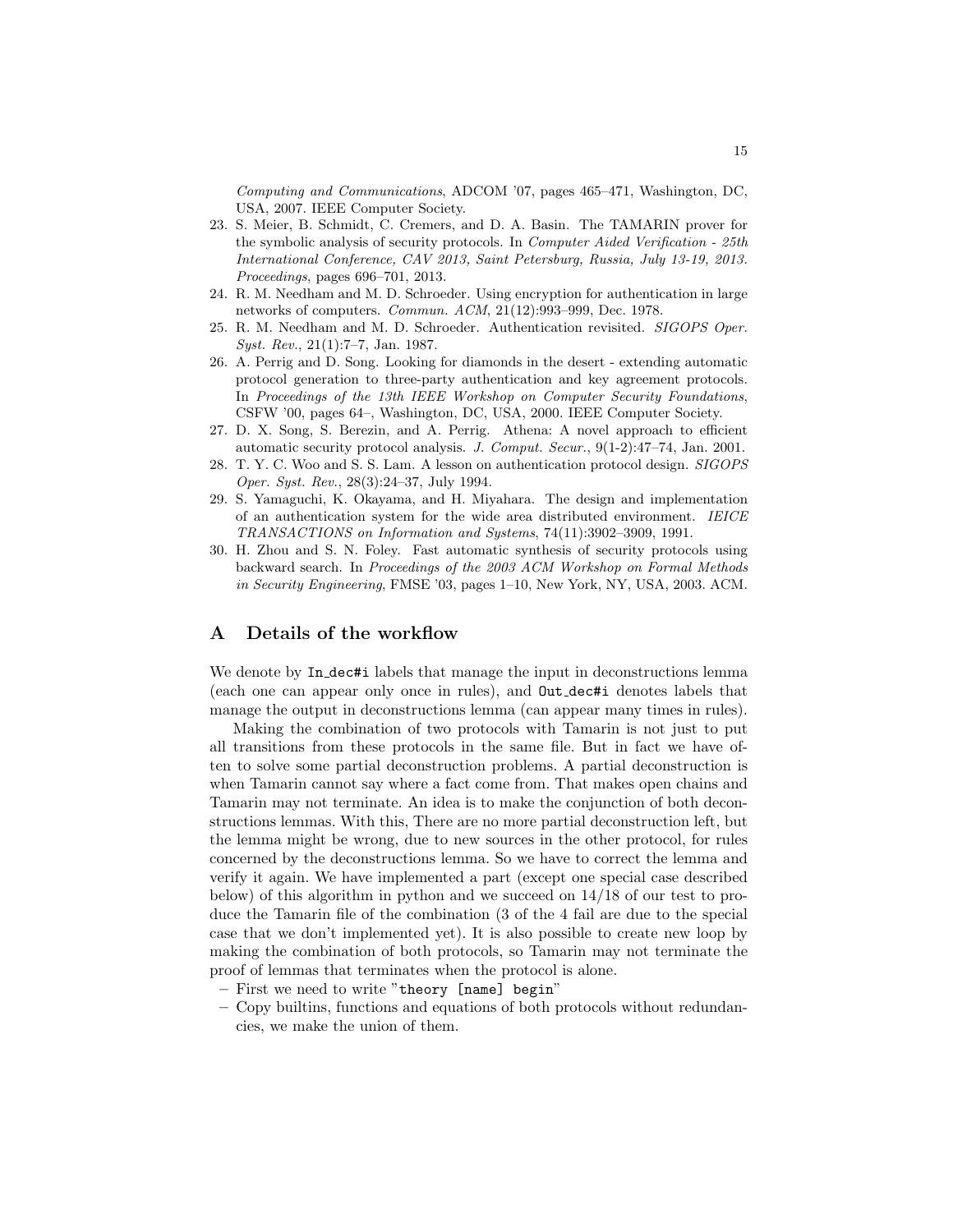Computing and Communications, ADCOM '07, pages 465–471, Washington, DC, USA, 2007. IEEE Computer Society.

23. S. Meier, B. Schmidt, C. Cremers, and D. A. Basin. The TAMARIN prover for the symbolic analysis of security protocols. In *Computer Aided Verification - 25th International Conference, CAV 2013, Saint Petersburg, Russia, July 13-19, 2013. Proceedings*, pages 696–701, 2013.
24. R. M. Needham and M. D. Schroeder. Using encryption for authentication in large networks of computers. *Commun. ACM*, 21(12):993–999, Dec. 1978.
25. R. M. Needham and M. D. Schroeder. Authentication revisited. *SIGOPS Oper. Syst. Rev.*, 21(1):7–7, Jan. 1987.
26. A. Perrig and D. Song. Looking for diamonds in the desert - extending automatic protocol generation to three-party authentication and key agreement protocols. In *Proceedings of the 13th IEEE Workshop on Computer Security Foundations*, CSFW '00, pages 64–, Washington, DC, USA, 2000. IEEE Computer Society.
27. D. X. Song, S. Berezin, and A. Perrig. Athena: A novel approach to efficient automatic security protocol analysis. *J. Comput. Secur.*, 9(1-2):47–74, Jan. 2001.
28. T. Y. C. Woo and S. S. Lam. A lesson on authentication protocol design. *SIGOPS Oper. Syst. Rev.*, 28(3):24–37, July 1994.
29. S. Yamaguchi, K. Okayama, and H. Miyahara. The design and implementation of an authentication system for the wide area distributed environment. *IEICE TRANSACTIONS on Information and Systems*, 74(11):3902–3909, 1991.
30. H. Zhou and S. N. Foley. Fast automatic synthesis of security protocols using backward search. In *Proceedings of the 2003 ACM Workshop on Formal Methods in Security Engineering*, FMSE '03, pages 1–10, New York, NY, USA, 2003. ACM.

## A Details of the workflow

We denote by `In_dec#i` labels that manage the input in deconstructions lemma (each one can appear only once in rules), and `Out_dec#i` denotes labels that manage the output in deconstructions lemma (can appear many times in rules).

Making the combination of two protocols with Tamarin is not just to put all transitions from these protocols in the same file. But in fact we have often to solve some partial deconstruction problems. A partial deconstruction is when Tamarin cannot say where a fact come from. That makes open chains and Tamarin may not terminate. An idea is to make the conjunction of both deconstructions lemmas. With this, There are no more partial deconstruction left, but the lemma might be wrong, due to new sources in the other protocol, for rules concerned by the deconstructions lemma. So we have to correct the lemma and verify it again. We have implemented a part (except one special case described below) of this algorithm in python and we succeed on 14/18 of our test to produce the Tamarin file of the combination (3 of the 4 fail are due to the special case that we don't implemented yet). It is also possible to create new loop by making the combination of both protocols, so Tamarin may not terminate the proof of lemmas that terminates when the protocol is alone.

- First we need to write "`theory [name] begin`"
- Copy builtins, functions and equations of both protocols without redundancies, we make the union of them.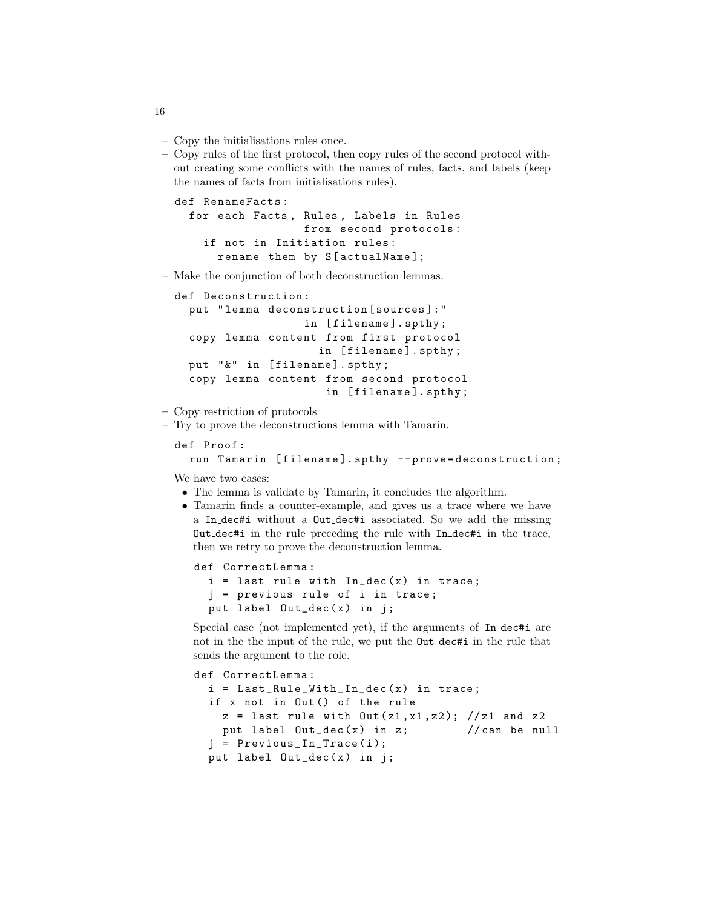- Copy the initialisations rules once.
- Copy rules of the first protocol, then copy rules of the second protocol without creating some conflicts with the names of rules, facts, and labels (keep the names of facts from initialisations rules).

```
def RenameFacts:
  for each Facts, Rules, Labels in Rules
                from second protocols:
    if not in Initiation rules:
      rename them by S[actualName];
```

- Make the conjunction of both deconstruction lemmas.

```
def Deconstruction:
  put "lemma deconstruction[sources]:"
                in [filename].spthy;
  copy lemma content from first protocol
                  in [filename].spthy;
  put "&" in [filename].spthy;
  copy lemma content from second protocol
                   in [filename].spthy;
```

- Copy restriction of protocols
- Try to prove the deconstructions lemma with Tamarin.

```
def Proof:
  run Tamarin [filename].spthy --prove=deconstruction;
```

We have two cases:

- The lemma is validate by Tamarin, it concludes the algorithm.
- Tamarin finds a counter-example, and gives us a trace where we have a In_dec#i without a Out_dec#i associated. So we add the missing Out_dec#i in the rule preceding the rule with In_dec#i in the trace, then we retry to prove the deconstruction lemma.

```
def CorrectLemma:
  i = last rule with In_dec(x) in trace;
  j = previous rule of i in trace;
  put label Out_dec(x) in j;
```

Special case (not implemented yet), if the arguments of In_dec#i are not in the the input of the rule, we put the Out_dec#i in the rule that sends the argument to the role.

```
def CorrectLemma:
  i = Last_Rule_With_In_dec(x) in trace;
  if x not in Out() of the rule
    z = last rule with Out(z1,x1,z2); //z1 and z2
    put label Out_dec(x) in z;        //can be null
  j = Previous_In_Trace(i);
  put label Out_dec(x) in j;
```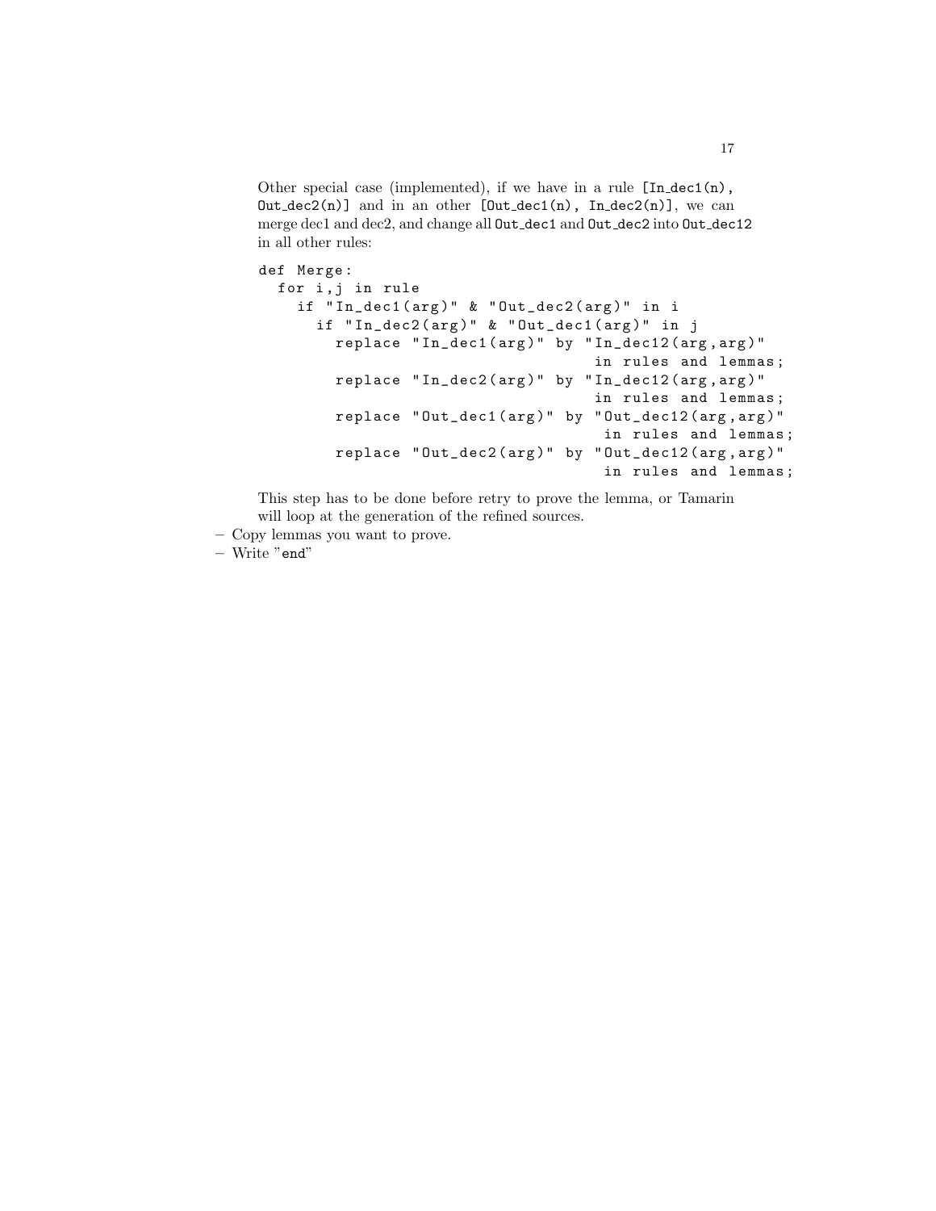Other special case (implemented), if we have in a rule `[In_dec1(n), Out_dec2(n)]` and in an other `[Out_dec1(n), In_dec2(n)]`, we can merge dec1 and dec2, and change all `Out_dec1` and `Out_dec2` into `Out_dec12` in all other rules:

```
def Merge:
  for i,j in rule
    if "In_dec1(arg)" & "Out_dec2(arg)" in i
      if "In_dec2(arg)" & "Out_dec1(arg)" in j
        replace "In_dec1(arg)" by "In_dec12(arg,arg)"
                                   in rules and lemmas;
        replace "In_dec2(arg)" by "In_dec12(arg,arg)"
                                   in rules and lemmas;
        replace "Out_dec1(arg)" by "Out_dec12(arg,arg)"
                                    in rules and lemmas;
        replace "Out_dec2(arg)" by "Out_dec12(arg,arg)"
                                    in rules and lemmas;
```

This step has to be done before retry to prove the lemma, or Tamarin will loop at the generation of the refined sources.

- Copy lemmas you want to prove.
- Write "`end`"